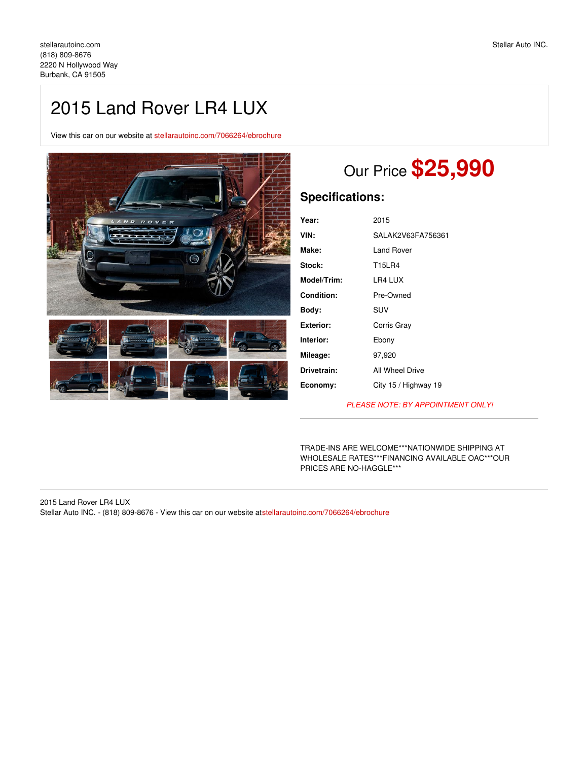stellarautoinc.com
(818) 809-8676
2220 N Hollywood Way
Burbank, CA 91505

Stellar Auto INC.

# 2015 Land Rover LR4 LUX

View this car on our website at stellarautoinc.com/7066264/ebrochure

## Our Price **$25,990**

### Specifications:

| | |
|---|---|
| **Year:** | 2015 |
| **VIN:** | SALAK2V63FA756361 |
| **Make:** | Land Rover |
| **Stock:** | T15LR4 |
| **Model/Trim:** | LR4 LUX |
| **Condition:** | Pre-Owned |
| **Body:** | SUV |
| **Exterior:** | Corris Gray |
| **Interior:** | Ebony |
| **Mileage:** | 97,920 |
| **Drivetrain:** | All Wheel Drive |
| **Economy:** | City 15 / Highway 19 |

*PLEASE NOTE: BY APPOINTMENT ONLY!*

TRADE-INS ARE WELCOME***NATIONWIDE SHIPPING AT WHOLESALE RATES***FINANCING AVAILABLE OAC***OUR PRICES ARE NO-HAGGLE***

2015 Land Rover LR4 LUX
Stellar Auto INC. - (818) 809-8676 - View this car on our website atstellarautoinc.com/7066264/ebrochure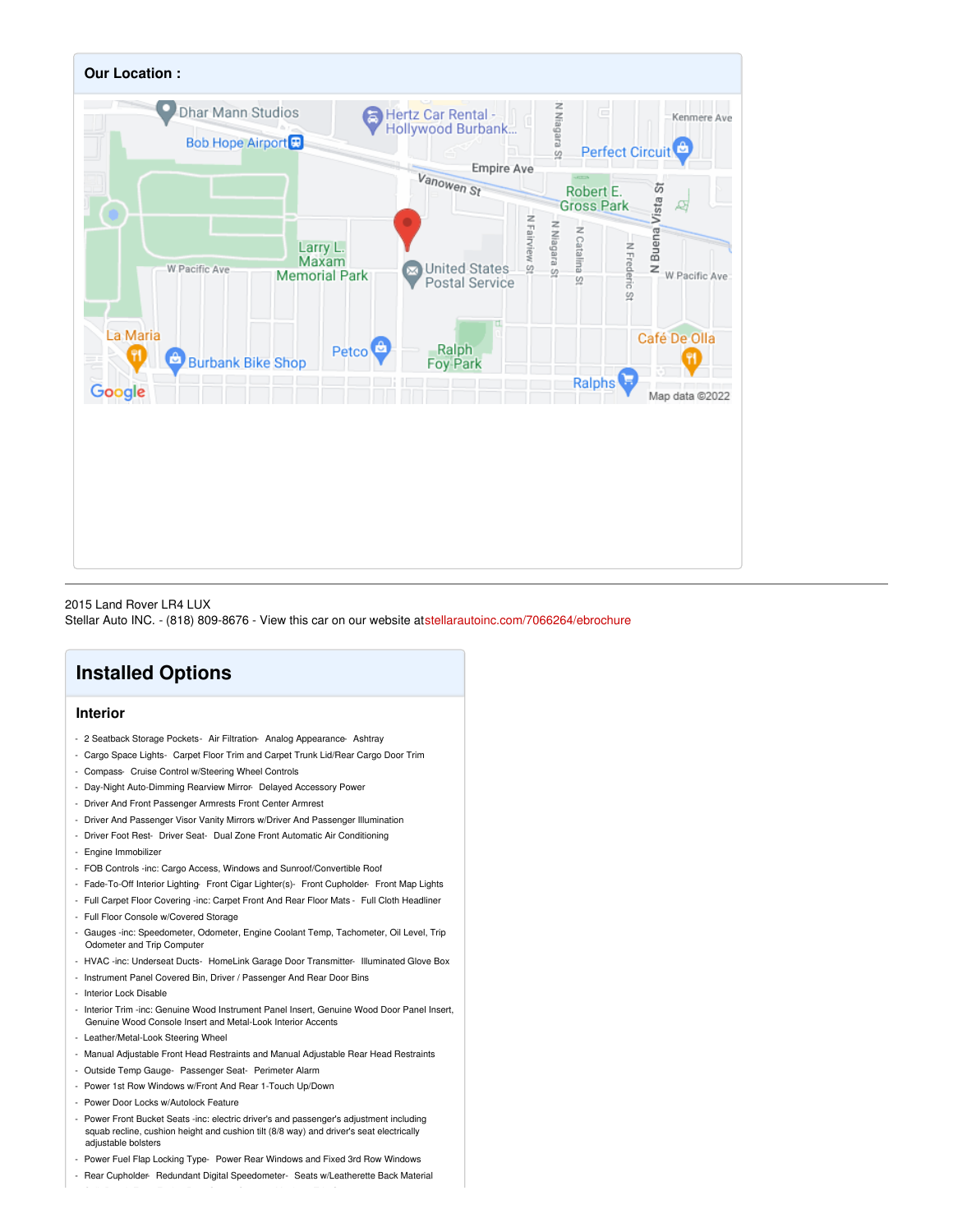**Our Location :**

2015 Land Rover LR4 LUX
Stellar Auto INC. - (818) 809-8676 - View this car on our website at stellarautoinc.com/7066264/ebrochure

# Installed Options

## Interior

- 2 Seatback Storage Pockets- Air Filtration- Analog Appearance- Ashtray
- Cargo Space Lights- Carpet Floor Trim and Carpet Trunk Lid/Rear Cargo Door Trim
- Compass- Cruise Control w/Steering Wheel Controls
- Day-Night Auto-Dimming Rearview Mirror- Delayed Accessory Power
- Driver And Front Passenger Armrests Front Center Armrest
- Driver And Passenger Visor Vanity Mirrors w/Driver And Passenger Illumination
- Driver Foot Rest- Driver Seat- Dual Zone Front Automatic Air Conditioning
- Engine Immobilizer
- FOB Controls -inc: Cargo Access, Windows and Sunroof/Convertible Roof
- Fade-To-Off Interior Lighting- Front Cigar Lighter(s)- Front Cupholder- Front Map Lights
- Full Carpet Floor Covering -inc: Carpet Front And Rear Floor Mats - Full Cloth Headliner
- Full Floor Console w/Covered Storage
- Gauges -inc: Speedometer, Odometer, Engine Coolant Temp, Tachometer, Oil Level, Trip Odometer and Trip Computer
- HVAC -inc: Underseat Ducts- HomeLink Garage Door Transmitter- Illuminated Glove Box
- Instrument Panel Covered Bin, Driver / Passenger And Rear Door Bins
- Interior Lock Disable
- Interior Trim -inc: Genuine Wood Instrument Panel Insert, Genuine Wood Door Panel Insert, Genuine Wood Console Insert and Metal-Look Interior Accents
- Leather/Metal-Look Steering Wheel
- Manual Adjustable Front Head Restraints and Manual Adjustable Rear Head Restraints
- Outside Temp Gauge- Passenger Seat- Perimeter Alarm
- Power 1st Row Windows w/Front And Rear 1-Touch Up/Down
- Power Door Locks w/Autolock Feature
- Power Front Bucket Seats -inc: electric driver's and passenger's adjustment including squab recline, cushion height and cushion tilt (8/8 way) and driver's seat electrically adjustable bolsters
- Power Fuel Flap Locking Type- Power Rear Windows and Fixed 3rd Row Windows
- Rear Cupholder- Redundant Digital Speedometer- Seats w/Leatherette Back Material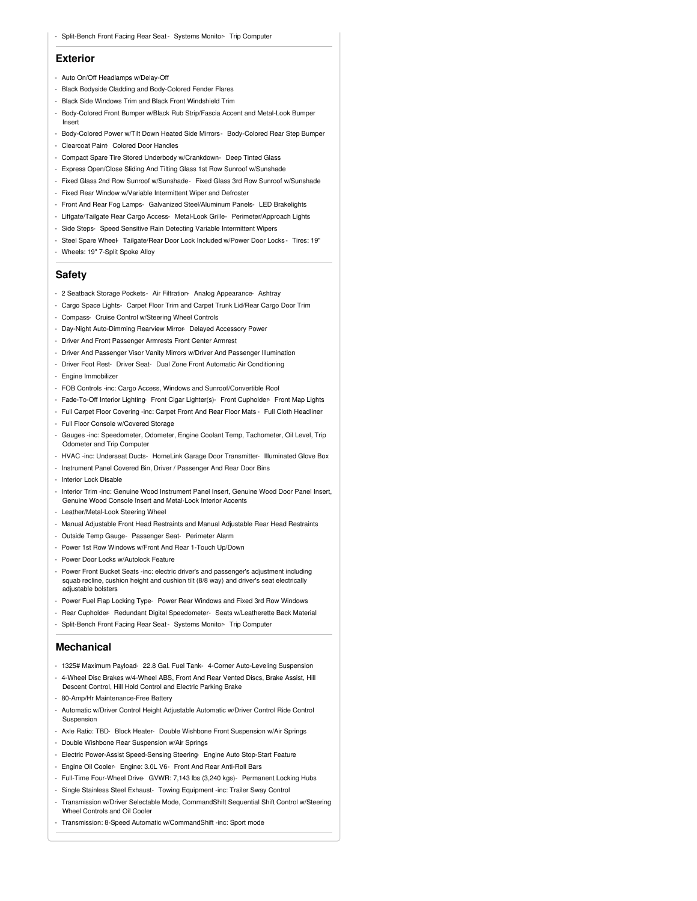- Split-Bench Front Facing Rear Seat - Systems Monitor- Trip Computer

## Exterior

- Auto On/Off Headlamps w/Delay-Off
- Black Bodyside Cladding and Body-Colored Fender Flares
- Black Side Windows Trim and Black Front Windshield Trim
- Body-Colored Front Bumper w/Black Rub Strip/Fascia Accent and Metal-Look Bumper Insert
- Body-Colored Power w/Tilt Down Heated Side Mirrors - Body-Colored Rear Step Bumper
- Clearcoat Paint- Colored Door Handles
- Compact Spare Tire Stored Underbody w/Crankdown- Deep Tinted Glass
- Express Open/Close Sliding And Tilting Glass 1st Row Sunroof w/Sunshade
- Fixed Glass 2nd Row Sunroof w/Sunshade- Fixed Glass 3rd Row Sunroof w/Sunshade
- Fixed Rear Window w/Variable Intermittent Wiper and Defroster
- Front And Rear Fog Lamps- Galvanized Steel/Aluminum Panels- LED Brakelights
- Liftgate/Tailgate Rear Cargo Access- Metal-Look Grille- Perimeter/Approach Lights
- Side Steps- Speed Sensitive Rain Detecting Variable Intermittent Wipers
- Steel Spare Wheel- Tailgate/Rear Door Lock Included w/Power Door Locks - Tires: 19"
- Wheels: 19" 7-Split Spoke Alloy

## Safety

- 2 Seatback Storage Pockets - Air Filtration- Analog Appearance- Ashtray
- Cargo Space Lights- Carpet Floor Trim and Carpet Trunk Lid/Rear Cargo Door Trim
- Compass- Cruise Control w/Steering Wheel Controls
- Day-Night Auto-Dimming Rearview Mirror- Delayed Accessory Power
- Driver And Front Passenger Armrests Front Center Armrest
- Driver And Passenger Visor Vanity Mirrors w/Driver And Passenger Illumination
- Driver Foot Rest- Driver Seat- Dual Zone Front Automatic Air Conditioning
- Engine Immobilizer
- FOB Controls -inc: Cargo Access, Windows and Sunroof/Convertible Roof
- Fade-To-Off Interior Lighting- Front Cigar Lighter(s)- Front Cupholder- Front Map Lights
- Full Carpet Floor Covering -inc: Carpet Front And Rear Floor Mats - Full Cloth Headliner
- Full Floor Console w/Covered Storage
- Gauges -inc: Speedometer, Odometer, Engine Coolant Temp, Tachometer, Oil Level, Trip Odometer and Trip Computer
- HVAC -inc: Underseat Ducts- HomeLink Garage Door Transmitter- Illuminated Glove Box
- Instrument Panel Covered Bin, Driver / Passenger And Rear Door Bins
- Interior Lock Disable
- Interior Trim -inc: Genuine Wood Instrument Panel Insert, Genuine Wood Door Panel Insert, Genuine Wood Console Insert and Metal-Look Interior Accents
- Leather/Metal-Look Steering Wheel
- Manual Adjustable Front Head Restraints and Manual Adjustable Rear Head Restraints
- Outside Temp Gauge- Passenger Seat- Perimeter Alarm
- Power 1st Row Windows w/Front And Rear 1-Touch Up/Down
- Power Door Locks w/Autolock Feature
- Power Front Bucket Seats -inc: electric driver's and passenger's adjustment including squab recline, cushion height and cushion tilt (8/8 way) and driver's seat electrically adjustable bolsters
- Power Fuel Flap Locking Type- Power Rear Windows and Fixed 3rd Row Windows
- Rear Cupholder- Redundant Digital Speedometer- Seats w/Leatherette Back Material
- Split-Bench Front Facing Rear Seat - Systems Monitor- Trip Computer

## Mechanical

- 1325# Maximum Payload- 22.8 Gal. Fuel Tank- 4-Corner Auto-Leveling Suspension
- 4-Wheel Disc Brakes w/4-Wheel ABS, Front And Rear Vented Discs, Brake Assist, Hill Descent Control, Hill Hold Control and Electric Parking Brake
- 80-Amp/Hr Maintenance-Free Battery
- Automatic w/Driver Control Height Adjustable Automatic w/Driver Control Ride Control Suspension
- Axle Ratio: TBD- Block Heater- Double Wishbone Front Suspension w/Air Springs
- Double Wishbone Rear Suspension w/Air Springs
- Electric Power-Assist Speed-Sensing Steering- Engine Auto Stop-Start Feature
- Engine Oil Cooler- Engine: 3.0L V6- Front And Rear Anti-Roll Bars
- Full-Time Four-Wheel Drive- GVWR: 7,143 lbs (3,240 kgs)- Permanent Locking Hubs
- Single Stainless Steel Exhaust- Towing Equipment -inc: Trailer Sway Control
- Transmission w/Driver Selectable Mode, CommandShift Sequential Shift Control w/Steering Wheel Controls and Oil Cooler
- Transmission: 8-Speed Automatic w/CommandShift -inc: Sport mode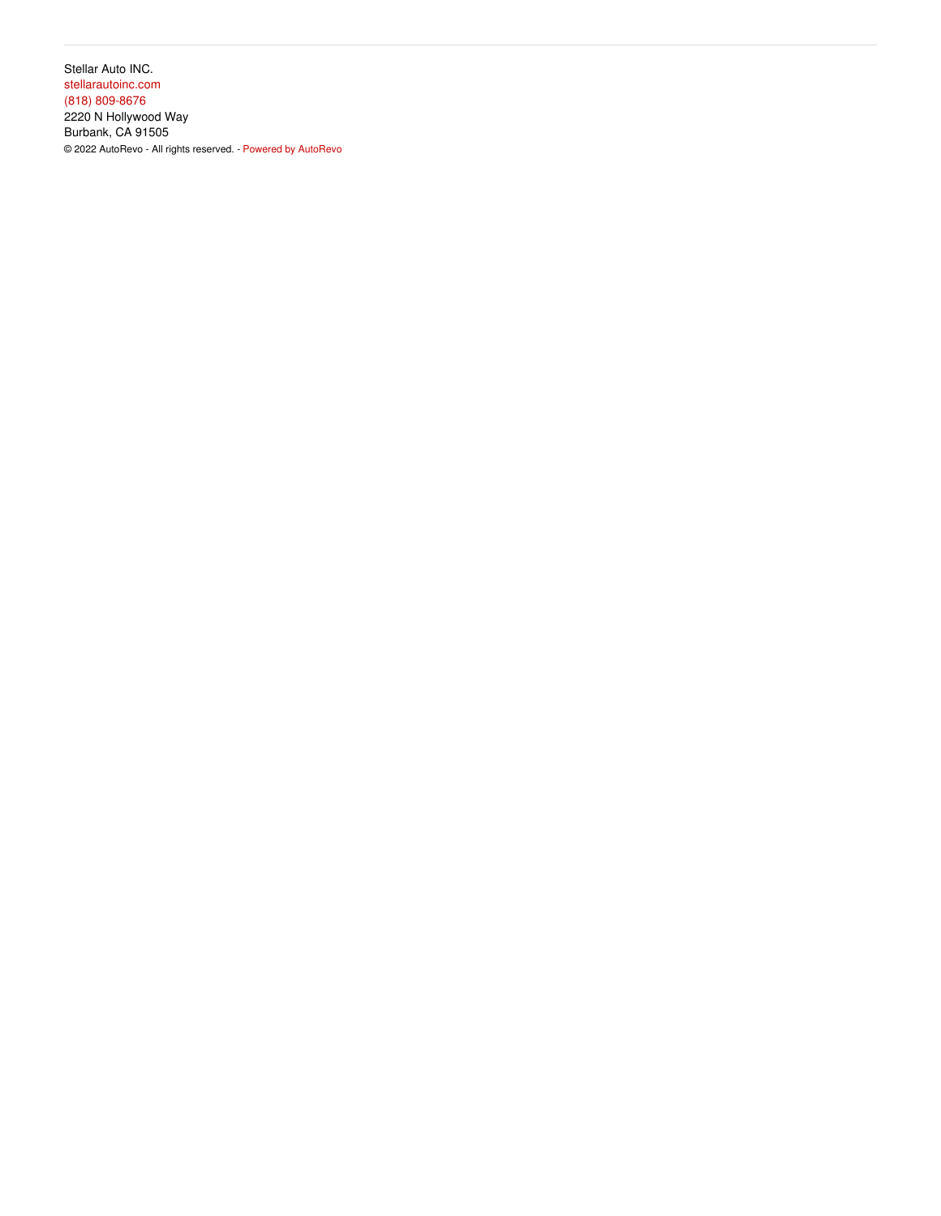Stellar Auto INC.
stellarautoinc.com
(818) 809-8676
2220 N Hollywood Way
Burbank, CA 91505

© 2022 AutoRevo - All rights reserved. - Powered by AutoRevo